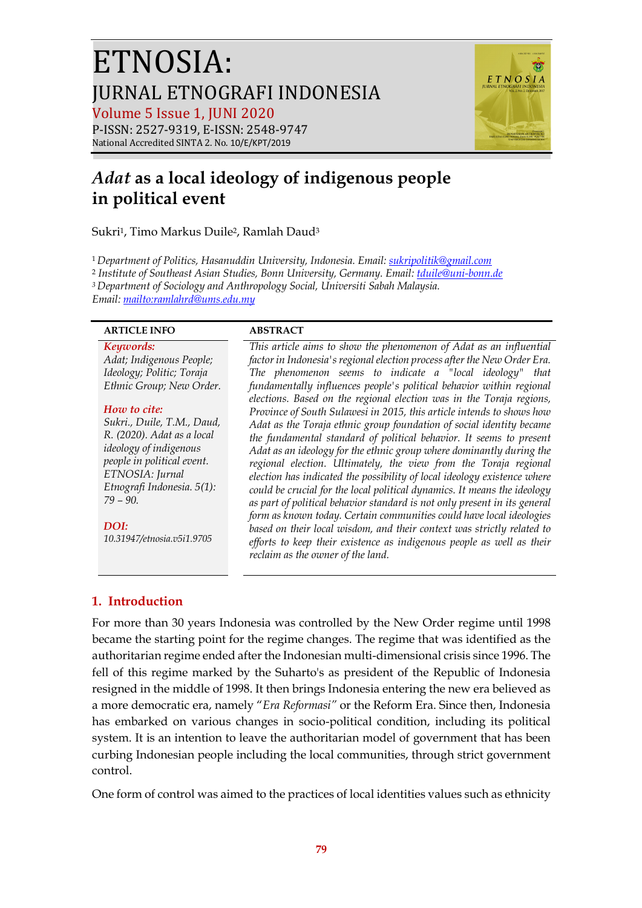# ETNOSIA: JURNAL ETNOGRAFI INDONESIA

Volume 5 Issue 1, JUNI 2020

P-ISSN: 2527-9319, E-ISSN: 2548-9747

National Accredited SINTA 2. No. 10/E/KPT/2019

# *Adat* as a local ideology of indigenous people in political event

Sukri[1], Timo Markus Duile[2], Ramlah Daud[3]

[1] *Department of Politics, Hasanuddin University, Indonesia. Email: sukripolitik@gmail.com*

[2] *Institute of Southeast Asian Studies, Bonn University, Germany. Email: tduile@uni-bonn.de*

[3] *Department of Sociology and Anthropology Social, Universiti Sabah Malaysia. Email: mailto:ramlahrd@ums.edu.my*

**ARTICLE INFO**

***Keywords:***
*Adat; Indigenous People; Ideology; Politic; Toraja Ethnic Group; New Order.*

***How to cite:***
*Sukri., Duile, T.M., Daud, R. (2020). Adat as a local ideology of indigenous people in political event. ETNOSIA: Jurnal Etnografi Indonesia. 5(1): 79 – 90.*

***DOI:***
*10.31947/etnosia.v5i1.9705*

**ABSTRACT**

*This article aims to show the phenomenon of Adat as an influential factor in Indonesia's regional election process after the New Order Era. The phenomenon seems to indicate a "local ideology" that fundamentally influences people's political behavior within regional elections. Based on the regional election was in the Toraja regions, Province of South Sulawesi in 2015, this article intends to shows how Adat as the Toraja ethnic group foundation of social identity became the fundamental standard of political behavior. It seems to present Adat as an ideology for the ethnic group where dominantly during the regional election. Ultimately, the view from the Toraja regional election has indicated the possibility of local ideology existence where could be crucial for the local political dynamics. It means the ideology as part of political behavior standard is not only present in its general form as known today. Certain communities could have local ideologies based on their local wisdom, and their context was strictly related to efforts to keep their existence as indigenous people as well as their reclaim as the owner of the land.*

## 1. Introduction

For more than 30 years Indonesia was controlled by the New Order regime until 1998 became the starting point for the regime changes. The regime that was identified as the authoritarian regime ended after the Indonesian multi-dimensional crisis since 1996. The fell of this regime marked by the Suharto's as president of the Republic of Indonesia resigned in the middle of 1998. It then brings Indonesia entering the new era believed as a more democratic era, namely "*Era Reformasi"* or the Reform Era. Since then, Indonesia has embarked on various changes in socio-political condition, including its political system. It is an intention to leave the authoritarian model of government that has been curbing Indonesian people including the local communities, through strict government control.

One form of control was aimed to the practices of local identities values such as ethnicity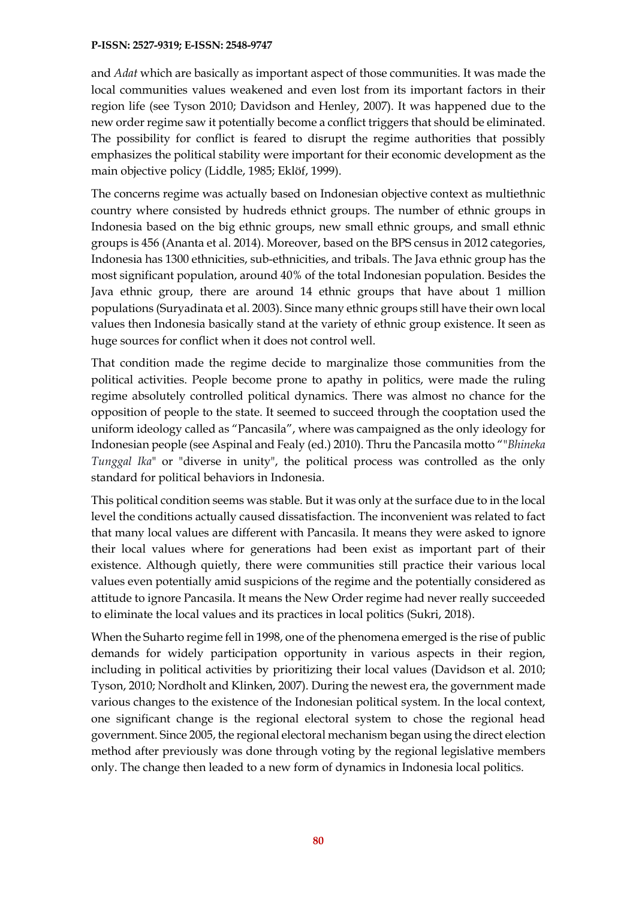and *Adat* which are basically as important aspect of those communities. It was made the local communities values weakened and even lost from its important factors in their region life (see Tyson 2010; Davidson and Henley, 2007). It was happened due to the new order regime saw it potentially become a conflict triggers that should be eliminated. The possibility for conflict is feared to disrupt the regime authorities that possibly emphasizes the political stability were important for their economic development as the main objective policy (Liddle, 1985; Eklöf, 1999).

The concerns regime was actually based on Indonesian objective context as multiethnic country where consisted by hudreds ethnict groups. The number of ethnic groups in Indonesia based on the big ethnic groups, new small ethnic groups, and small ethnic groups is 456 (Ananta et al. 2014). Moreover, based on the BPS census in 2012 categories, Indonesia has 1300 ethnicities, sub-ethnicities, and tribals. The Java ethnic group has the most significant population, around 40% of the total Indonesian population. Besides the Java ethnic group, there are around 14 ethnic groups that have about 1 million populations (Suryadinata et al. 2003). Since many ethnic groups still have their own local values then Indonesia basically stand at the variety of ethnic group existence. It seen as huge sources for conflict when it does not control well.

That condition made the regime decide to marginalize those communities from the political activities. People become prone to apathy in politics, were made the ruling regime absolutely controlled political dynamics. There was almost no chance for the opposition of people to the state. It seemed to succeed through the cooptation used the uniform ideology called as "Pancasila", where was campaigned as the only ideology for Indonesian people (see Aspinal and Fealy (ed.) 2010). Thru the Pancasila motto ""*Bhineka Tunggal Ika*" or "diverse in unity", the political process was controlled as the only standard for political behaviors in Indonesia.

This political condition seems was stable. But it was only at the surface due to in the local level the conditions actually caused dissatisfaction. The inconvenient was related to fact that many local values are different with Pancasila. It means they were asked to ignore their local values where for generations had been exist as important part of their existence. Although quietly, there were communities still practice their various local values even potentially amid suspicions of the regime and the potentially considered as attitude to ignore Pancasila. It means the New Order regime had never really succeeded to eliminate the local values and its practices in local politics (Sukri, 2018).

When the Suharto regime fell in 1998, one of the phenomena emerged is the rise of public demands for widely participation opportunity in various aspects in their region, including in political activities by prioritizing their local values (Davidson et al. 2010; Tyson, 2010; Nordholt and Klinken, 2007). During the newest era, the government made various changes to the existence of the Indonesian political system. In the local context, one significant change is the regional electoral system to chose the regional head government. Since 2005, the regional electoral mechanism began using the direct election method after previously was done through voting by the regional legislative members only. The change then leaded to a new form of dynamics in Indonesia local politics.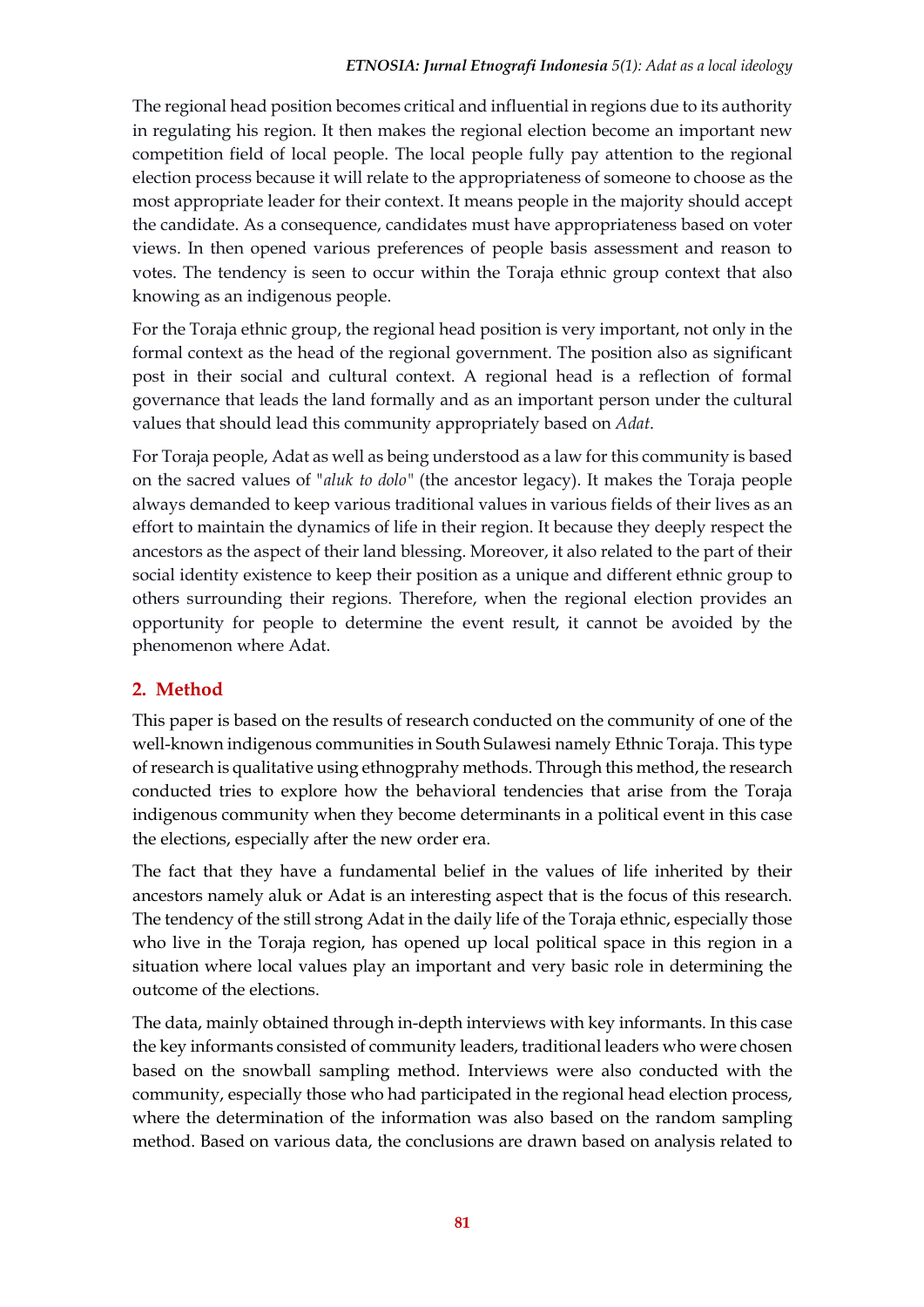The regional head position becomes critical and influential in regions due to its authority in regulating his region. It then makes the regional election become an important new competition field of local people. The local people fully pay attention to the regional election process because it will relate to the appropriateness of someone to choose as the most appropriate leader for their context. It means people in the majority should accept the candidate. As a consequence, candidates must have appropriateness based on voter views. In then opened various preferences of people basis assessment and reason to votes. The tendency is seen to occur within the Toraja ethnic group context that also knowing as an indigenous people.

For the Toraja ethnic group, the regional head position is very important, not only in the formal context as the head of the regional government. The position also as significant post in their social and cultural context. A regional head is a reflection of formal governance that leads the land formally and as an important person under the cultural values that should lead this community appropriately based on *Adat*.

For Toraja people, Adat as well as being understood as a law for this community is based on the sacred values of "*aluk to dolo*" (the ancestor legacy). It makes the Toraja people always demanded to keep various traditional values in various fields of their lives as an effort to maintain the dynamics of life in their region. It because they deeply respect the ancestors as the aspect of their land blessing. Moreover, it also related to the part of their social identity existence to keep their position as a unique and different ethnic group to others surrounding their regions. Therefore, when the regional election provides an opportunity for people to determine the event result, it cannot be avoided by the phenomenon where Adat.

## 2. Method

This paper is based on the results of research conducted on the community of one of the well-known indigenous communities in South Sulawesi namely Ethnic Toraja. This type of research is qualitative using ethnogprahy methods. Through this method, the research conducted tries to explore how the behavioral tendencies that arise from the Toraja indigenous community when they become determinants in a political event in this case the elections, especially after the new order era.

The fact that they have a fundamental belief in the values of life inherited by their ancestors namely aluk or Adat is an interesting aspect that is the focus of this research. The tendency of the still strong Adat in the daily life of the Toraja ethnic, especially those who live in the Toraja region, has opened up local political space in this region in a situation where local values play an important and very basic role in determining the outcome of the elections.

The data, mainly obtained through in-depth interviews with key informants. In this case the key informants consisted of community leaders, traditional leaders who were chosen based on the snowball sampling method. Interviews were also conducted with the community, especially those who had participated in the regional head election process, where the determination of the information was also based on the random sampling method. Based on various data, the conclusions are drawn based on analysis related to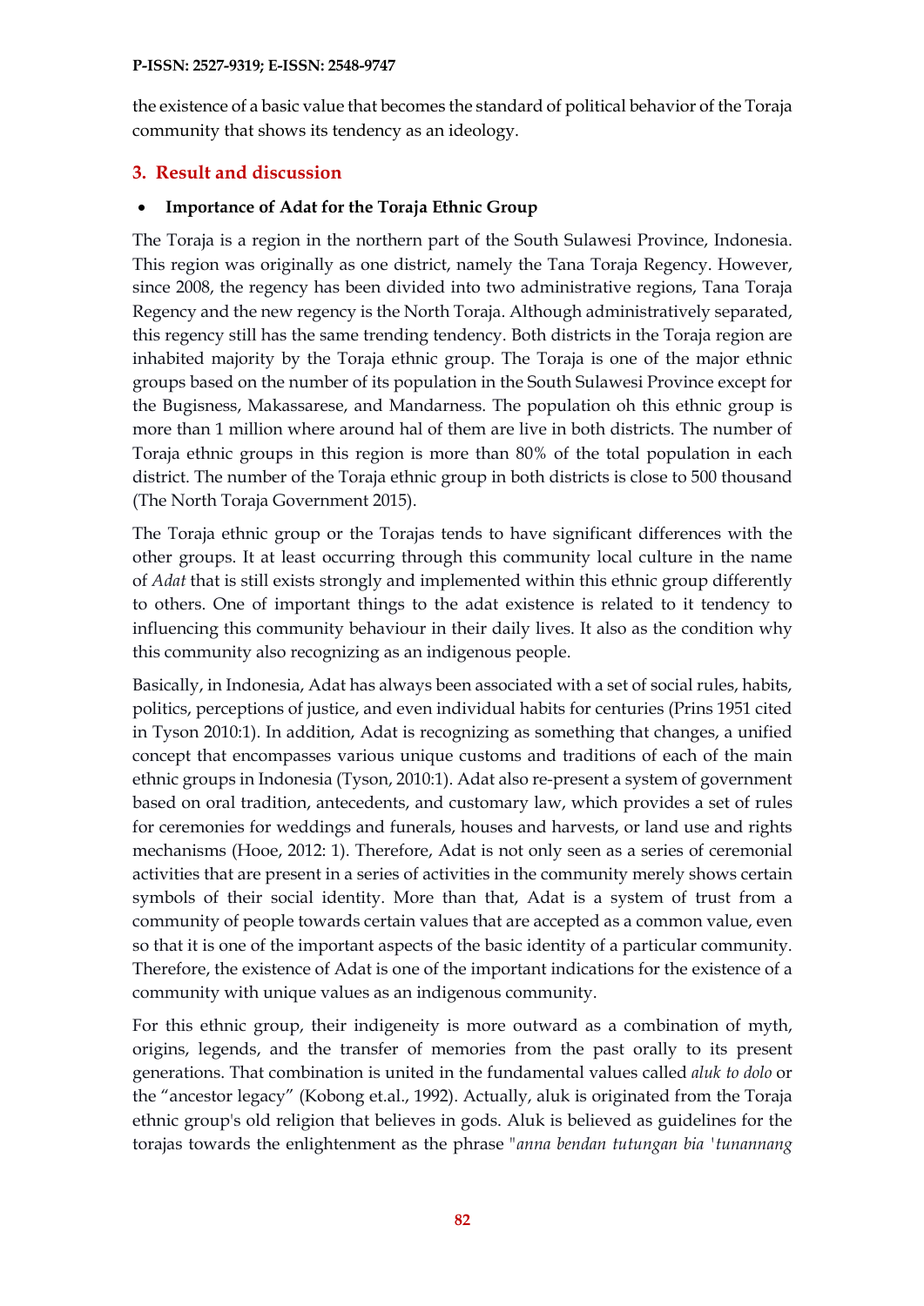the existence of a basic value that becomes the standard of political behavior of the Toraja community that shows its tendency as an ideology.

## 3. Result and discussion

- **Importance of Adat for the Toraja Ethnic Group**

The Toraja is a region in the northern part of the South Sulawesi Province, Indonesia. This region was originally as one district, namely the Tana Toraja Regency. However, since 2008, the regency has been divided into two administrative regions, Tana Toraja Regency and the new regency is the North Toraja. Although administratively separated, this regency still has the same trending tendency. Both districts in the Toraja region are inhabited majority by the Toraja ethnic group. The Toraja is one of the major ethnic groups based on the number of its population in the South Sulawesi Province except for the Bugisness, Makassarese, and Mandarness. The population oh this ethnic group is more than 1 million where around hal of them are live in both districts. The number of Toraja ethnic groups in this region is more than 80% of the total population in each district. The number of the Toraja ethnic group in both districts is close to 500 thousand (The North Toraja Government 2015).

The Toraja ethnic group or the Torajas tends to have significant differences with the other groups. It at least occurring through this community local culture in the name of *Adat* that is still exists strongly and implemented within this ethnic group differently to others. One of important things to the adat existence is related to it tendency to influencing this community behaviour in their daily lives. It also as the condition why this community also recognizing as an indigenous people.

Basically, in Indonesia, Adat has always been associated with a set of social rules, habits, politics, perceptions of justice, and even individual habits for centuries (Prins 1951 cited in Tyson 2010:1). In addition, Adat is recognizing as something that changes, a unified concept that encompasses various unique customs and traditions of each of the main ethnic groups in Indonesia (Tyson, 2010:1). Adat also re-present a system of government based on oral tradition, antecedents, and customary law, which provides a set of rules for ceremonies for weddings and funerals, houses and harvests, or land use and rights mechanisms (Hooe, 2012: 1). Therefore, Adat is not only seen as a series of ceremonial activities that are present in a series of activities in the community merely shows certain symbols of their social identity. More than that, Adat is a system of trust from a community of people towards certain values that are accepted as a common value, even so that it is one of the important aspects of the basic identity of a particular community. Therefore, the existence of Adat is one of the important indications for the existence of a community with unique values as an indigenous community.

For this ethnic group, their indigeneity is more outward as a combination of myth, origins, legends, and the transfer of memories from the past orally to its present generations. That combination is united in the fundamental values called *aluk to dolo* or the "ancestor legacy" (Kobong et.al., 1992). Actually, aluk is originated from the Toraja ethnic group's old religion that believes in gods. Aluk is believed as guidelines for the torajas towards the enlightenment as the phrase "*anna bendan tutungan bia 'tunannang*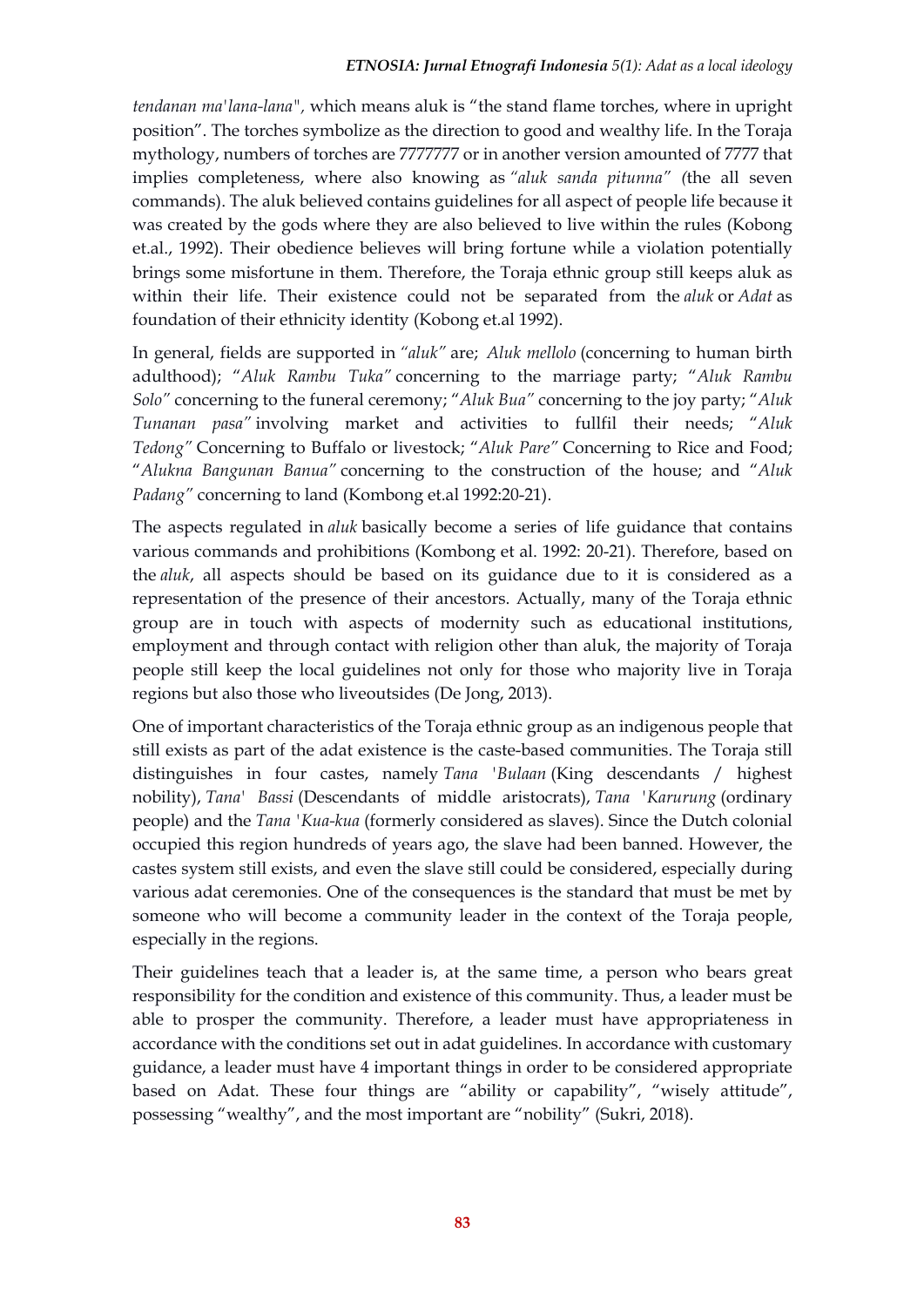*tendanan ma'lana-lana",* which means aluk is "the stand flame torches, where in upright position". The torches symbolize as the direction to good and wealthy life. In the Toraja mythology, numbers of torches are 7777777 or in another version amounted of 7777 that implies completeness, where also knowing as *"aluk sanda pitunna" (*the all seven commands). The aluk believed contains guidelines for all aspect of people life because it was created by the gods where they are also believed to live within the rules (Kobong et.al., 1992). Their obedience believes will bring fortune while a violation potentially brings some misfortune in them. Therefore, the Toraja ethnic group still keeps aluk as within their life. Their existence could not be separated from the *aluk* or *Adat* as foundation of their ethnicity identity (Kobong et.al 1992).

In general, fields are supported in *"aluk"* are; *Aluk mellolo* (concerning to human birth adulthood); "*Aluk Rambu Tuka"* concerning to the marriage party; "*Aluk Rambu Solo"* concerning to the funeral ceremony; "*Aluk Bua"* concerning to the joy party; "*Aluk Tunanan pasa"* involving market and activities to fullfil their needs; "*Aluk Tedong"* Concerning to Buffalo or livestock; "*Aluk Pare"* Concerning to Rice and Food; "*Alukna Bangunan Banua"* concerning to the construction of the house; and "*Aluk Padang"* concerning to land (Kombong et.al 1992:20-21).

The aspects regulated in *aluk* basically become a series of life guidance that contains various commands and prohibitions (Kombong et al. 1992: 20-21). Therefore, based on the *aluk*, all aspects should be based on its guidance due to it is considered as a representation of the presence of their ancestors. Actually, many of the Toraja ethnic group are in touch with aspects of modernity such as educational institutions, employment and through contact with religion other than aluk, the majority of Toraja people still keep the local guidelines not only for those who majority live in Toraja regions but also those who liveoutsides (De Jong, 2013).

One of important characteristics of the Toraja ethnic group as an indigenous people that still exists as part of the adat existence is the caste-based communities. The Toraja still distinguishes in four castes, namely *Tana 'Bulaan* (King descendants / highest nobility), *Tana' Bassi* (Descendants of middle aristocrats), *Tana 'Karurung* (ordinary people) and the *Tana 'Kua-kua* (formerly considered as slaves). Since the Dutch colonial occupied this region hundreds of years ago, the slave had been banned. However, the castes system still exists, and even the slave still could be considered, especially during various adat ceremonies. One of the consequences is the standard that must be met by someone who will become a community leader in the context of the Toraja people, especially in the regions.

Their guidelines teach that a leader is, at the same time, a person who bears great responsibility for the condition and existence of this community. Thus, a leader must be able to prosper the community. Therefore, a leader must have appropriateness in accordance with the conditions set out in adat guidelines. In accordance with customary guidance, a leader must have 4 important things in order to be considered appropriate based on Adat. These four things are "ability or capability", "wisely attitude", possessing "wealthy", and the most important are "nobility" (Sukri, 2018).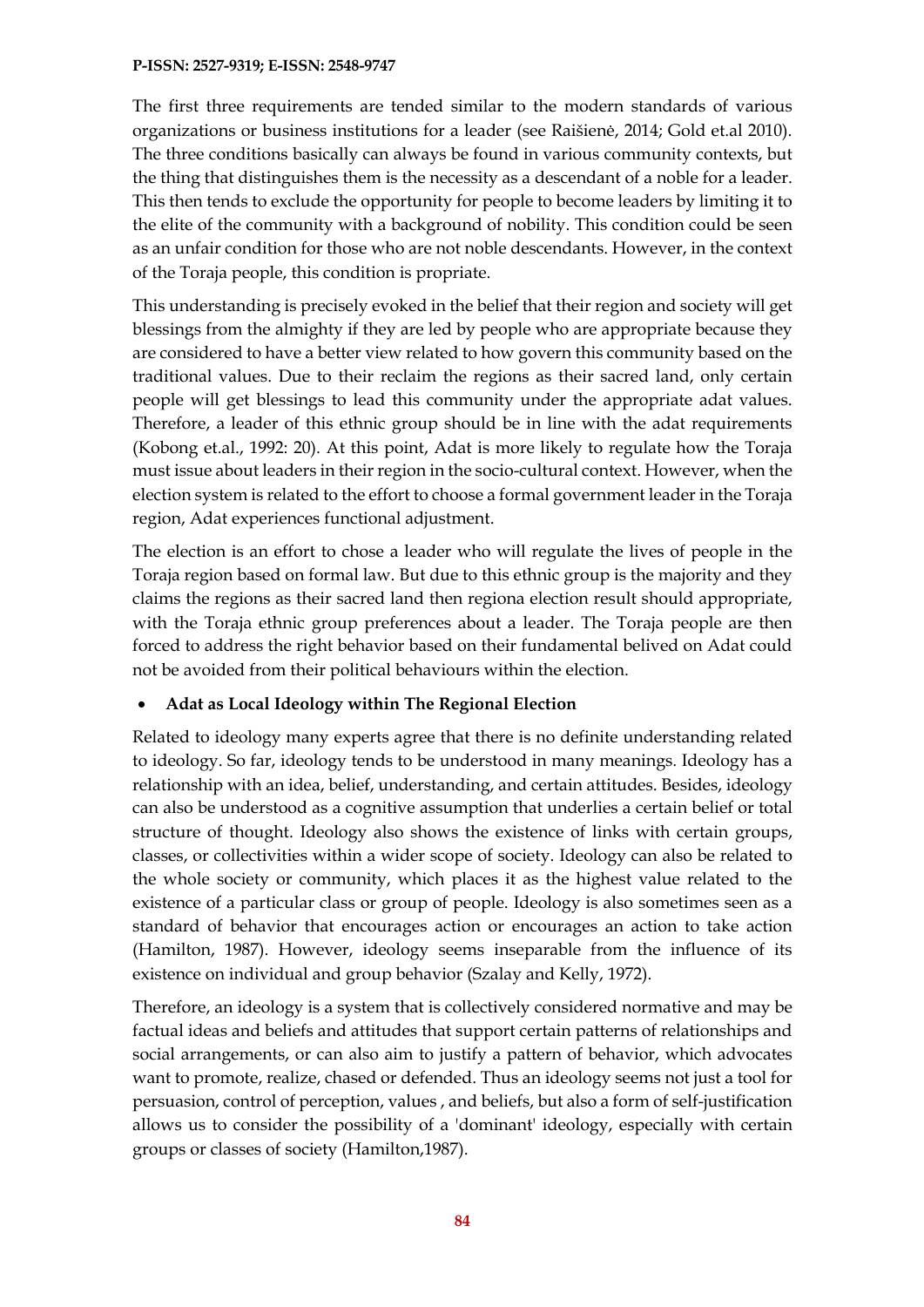The first three requirements are tended similar to the modern standards of various organizations or business institutions for a leader (see Raišienė, 2014; Gold et.al 2010). The three conditions basically can always be found in various community contexts, but the thing that distinguishes them is the necessity as a descendant of a noble for a leader. This then tends to exclude the opportunity for people to become leaders by limiting it to the elite of the community with a background of nobility. This condition could be seen as an unfair condition for those who are not noble descendants. However, in the context of the Toraja people, this condition is propriate.

This understanding is precisely evoked in the belief that their region and society will get blessings from the almighty if they are led by people who are appropriate because they are considered to have a better view related to how govern this community based on the traditional values. Due to their reclaim the regions as their sacred land, only certain people will get blessings to lead this community under the appropriate adat values. Therefore, a leader of this ethnic group should be in line with the adat requirements (Kobong et.al., 1992: 20). At this point, Adat is more likely to regulate how the Toraja must issue about leaders in their region in the socio-cultural context. However, when the election system is related to the effort to choose a formal government leader in the Toraja region, Adat experiences functional adjustment.

The election is an effort to chose a leader who will regulate the lives of people in the Toraja region based on formal law. But due to this ethnic group is the majority and they claims the regions as their sacred land then regiona election result should appropriate, with the Toraja ethnic group preferences about a leader. The Toraja people are then forced to address the right behavior based on their fundamental belived on Adat could not be avoided from their political behaviours within the election.

- **Adat as Local Ideology within The Regional Election**

Related to ideology many experts agree that there is no definite understanding related to ideology. So far, ideology tends to be understood in many meanings. Ideology has a relationship with an idea, belief, understanding, and certain attitudes. Besides, ideology can also be understood as a cognitive assumption that underlies a certain belief or total structure of thought. Ideology also shows the existence of links with certain groups, classes, or collectivities within a wider scope of society. Ideology can also be related to the whole society or community, which places it as the highest value related to the existence of a particular class or group of people. Ideology is also sometimes seen as a standard of behavior that encourages action or encourages an action to take action (Hamilton, 1987). However, ideology seems inseparable from the influence of its existence on individual and group behavior (Szalay and Kelly, 1972).

Therefore, an ideology is a system that is collectively considered normative and may be factual ideas and beliefs and attitudes that support certain patterns of relationships and social arrangements, or can also aim to justify a pattern of behavior, which advocates want to promote, realize, chased or defended. Thus an ideology seems not just a tool for persuasion, control of perception, values , and beliefs, but also a form of self-justification allows us to consider the possibility of a 'dominant' ideology, especially with certain groups or classes of society (Hamilton,1987).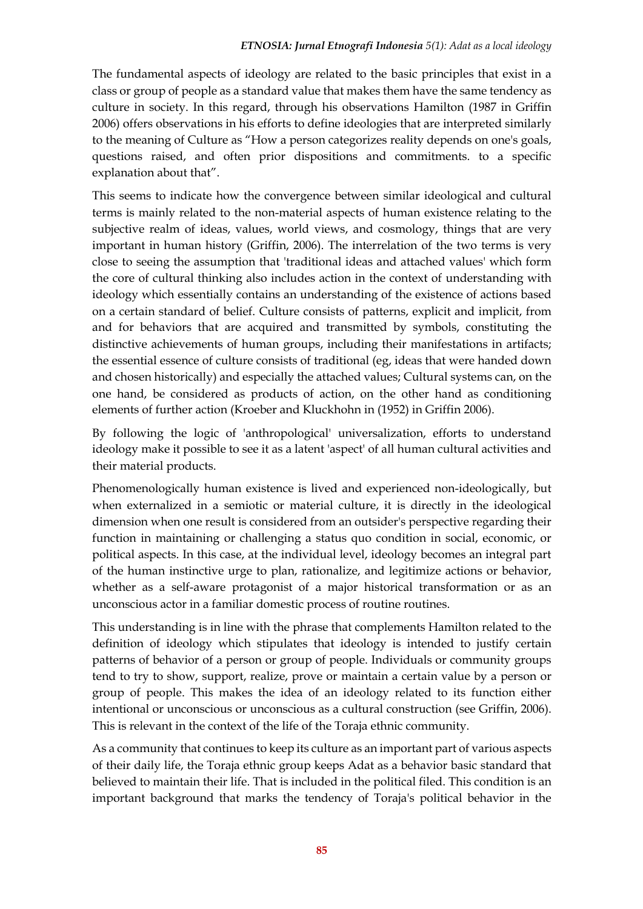The fundamental aspects of ideology are related to the basic principles that exist in a class or group of people as a standard value that makes them have the same tendency as culture in society. In this regard, through his observations Hamilton (1987 in Griffin 2006) offers observations in his efforts to define ideologies that are interpreted similarly to the meaning of Culture as "How a person categorizes reality depends on one's goals, questions raised, and often prior dispositions and commitments. to a specific explanation about that".

This seems to indicate how the convergence between similar ideological and cultural terms is mainly related to the non-material aspects of human existence relating to the subjective realm of ideas, values, world views, and cosmology, things that are very important in human history (Griffin, 2006). The interrelation of the two terms is very close to seeing the assumption that 'traditional ideas and attached values' which form the core of cultural thinking also includes action in the context of understanding with ideology which essentially contains an understanding of the existence of actions based on a certain standard of belief. Culture consists of patterns, explicit and implicit, from and for behaviors that are acquired and transmitted by symbols, constituting the distinctive achievements of human groups, including their manifestations in artifacts; the essential essence of culture consists of traditional (eg, ideas that were handed down and chosen historically) and especially the attached values; Cultural systems can, on the one hand, be considered as products of action, on the other hand as conditioning elements of further action (Kroeber and Kluckhohn in (1952) in Griffin 2006).

By following the logic of 'anthropological' universalization, efforts to understand ideology make it possible to see it as a latent 'aspect' of all human cultural activities and their material products.

Phenomenologically human existence is lived and experienced non-ideologically, but when externalized in a semiotic or material culture, it is directly in the ideological dimension when one result is considered from an outsider's perspective regarding their function in maintaining or challenging a status quo condition in social, economic, or political aspects. In this case, at the individual level, ideology becomes an integral part of the human instinctive urge to plan, rationalize, and legitimize actions or behavior, whether as a self-aware protagonist of a major historical transformation or as an unconscious actor in a familiar domestic process of routine routines.

This understanding is in line with the phrase that complements Hamilton related to the definition of ideology which stipulates that ideology is intended to justify certain patterns of behavior of a person or group of people. Individuals or community groups tend to try to show, support, realize, prove or maintain a certain value by a person or group of people. This makes the idea of an ideology related to its function either intentional or unconscious or unconscious as a cultural construction (see Griffin, 2006). This is relevant in the context of the life of the Toraja ethnic community.

As a community that continues to keep its culture as an important part of various aspects of their daily life, the Toraja ethnic group keeps Adat as a behavior basic standard that believed to maintain their life. That is included in the political filed. This condition is an important background that marks the tendency of Toraja's political behavior in the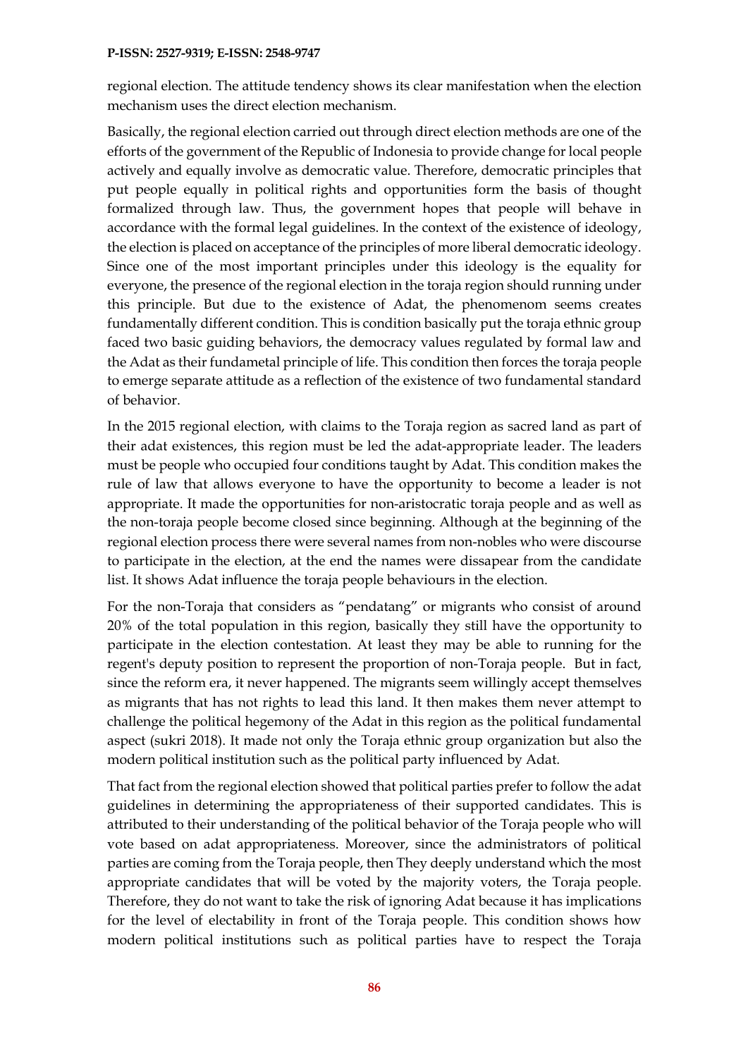regional election. The attitude tendency shows its clear manifestation when the election mechanism uses the direct election mechanism.

Basically, the regional election carried out through direct election methods are one of the efforts of the government of the Republic of Indonesia to provide change for local people actively and equally involve as democratic value. Therefore, democratic principles that put people equally in political rights and opportunities form the basis of thought formalized through law. Thus, the government hopes that people will behave in accordance with the formal legal guidelines. In the context of the existence of ideology, the election is placed on acceptance of the principles of more liberal democratic ideology. Since one of the most important principles under this ideology is the equality for everyone, the presence of the regional election in the toraja region should running under this principle. But due to the existence of Adat, the phenomenom seems creates fundamentally different condition. This is condition basically put the toraja ethnic group faced two basic guiding behaviors, the democracy values regulated by formal law and the Adat as their fundametal principle of life. This condition then forces the toraja people to emerge separate attitude as a reflection of the existence of two fundamental standard of behavior.

In the 2015 regional election, with claims to the Toraja region as sacred land as part of their adat existences, this region must be led the adat-appropriate leader. The leaders must be people who occupied four conditions taught by Adat. This condition makes the rule of law that allows everyone to have the opportunity to become a leader is not appropriate. It made the opportunities for non-aristocratic toraja people and as well as the non-toraja people become closed since beginning. Although at the beginning of the regional election process there were several names from non-nobles who were discourse to participate in the election, at the end the names were dissapear from the candidate list. It shows Adat influence the toraja people behaviours in the election.

For the non-Toraja that considers as "pendatang" or migrants who consist of around 20% of the total population in this region, basically they still have the opportunity to participate in the election contestation. At least they may be able to running for the regent's deputy position to represent the proportion of non-Toraja people. But in fact, since the reform era, it never happened. The migrants seem willingly accept themselves as migrants that has not rights to lead this land. It then makes them never attempt to challenge the political hegemony of the Adat in this region as the political fundamental aspect (sukri 2018). It made not only the Toraja ethnic group organization but also the modern political institution such as the political party influenced by Adat.

That fact from the regional election showed that political parties prefer to follow the adat guidelines in determining the appropriateness of their supported candidates. This is attributed to their understanding of the political behavior of the Toraja people who will vote based on adat appropriateness. Moreover, since the administrators of political parties are coming from the Toraja people, then They deeply understand which the most appropriate candidates that will be voted by the majority voters, the Toraja people. Therefore, they do not want to take the risk of ignoring Adat because it has implications for the level of electability in front of the Toraja people. This condition shows how modern political institutions such as political parties have to respect the Toraja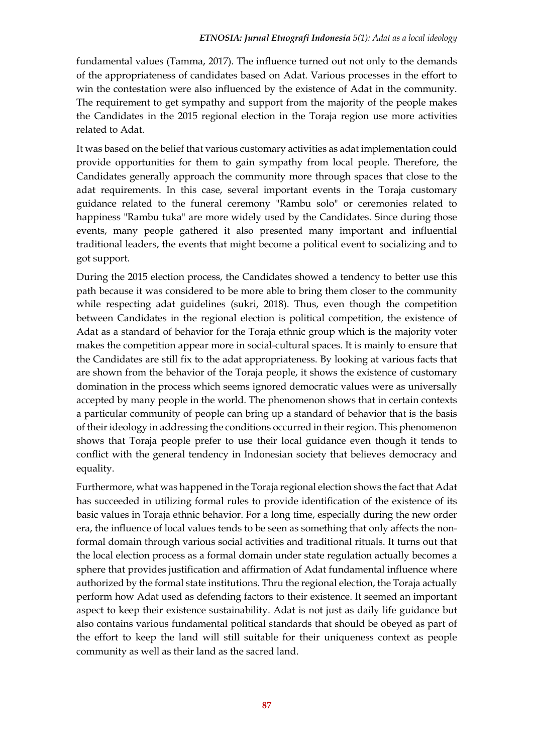fundamental values (Tamma, 2017). The influence turned out not only to the demands of the appropriateness of candidates based on Adat. Various processes in the effort to win the contestation were also influenced by the existence of Adat in the community. The requirement to get sympathy and support from the majority of the people makes the Candidates in the 2015 regional election in the Toraja region use more activities related to Adat.

It was based on the belief that various customary activities as adat implementation could provide opportunities for them to gain sympathy from local people. Therefore, the Candidates generally approach the community more through spaces that close to the adat requirements. In this case, several important events in the Toraja customary guidance related to the funeral ceremony "Rambu solo" or ceremonies related to happiness "Rambu tuka" are more widely used by the Candidates. Since during those events, many people gathered it also presented many important and influential traditional leaders, the events that might become a political event to socializing and to got support.

During the 2015 election process, the Candidates showed a tendency to better use this path because it was considered to be more able to bring them closer to the community while respecting adat guidelines (sukri, 2018). Thus, even though the competition between Candidates in the regional election is political competition, the existence of Adat as a standard of behavior for the Toraja ethnic group which is the majority voter makes the competition appear more in social-cultural spaces. It is mainly to ensure that the Candidates are still fix to the adat appropriateness. By looking at various facts that are shown from the behavior of the Toraja people, it shows the existence of customary domination in the process which seems ignored democratic values were as universally accepted by many people in the world. The phenomenon shows that in certain contexts a particular community of people can bring up a standard of behavior that is the basis of their ideology in addressing the conditions occurred in their region. This phenomenon shows that Toraja people prefer to use their local guidance even though it tends to conflict with the general tendency in Indonesian society that believes democracy and equality.

Furthermore, what was happened in the Toraja regional election shows the fact that Adat has succeeded in utilizing formal rules to provide identification of the existence of its basic values in Toraja ethnic behavior. For a long time, especially during the new order era, the influence of local values tends to be seen as something that only affects the non-formal domain through various social activities and traditional rituals. It turns out that the local election process as a formal domain under state regulation actually becomes a sphere that provides justification and affirmation of Adat fundamental influence where authorized by the formal state institutions. Thru the regional election, the Toraja actually perform how Adat used as defending factors to their existence. It seemed an important aspect to keep their existence sustainability. Adat is not just as daily life guidance but also contains various fundamental political standards that should be obeyed as part of the effort to keep the land will still suitable for their uniqueness context as people community as well as their land as the sacred land.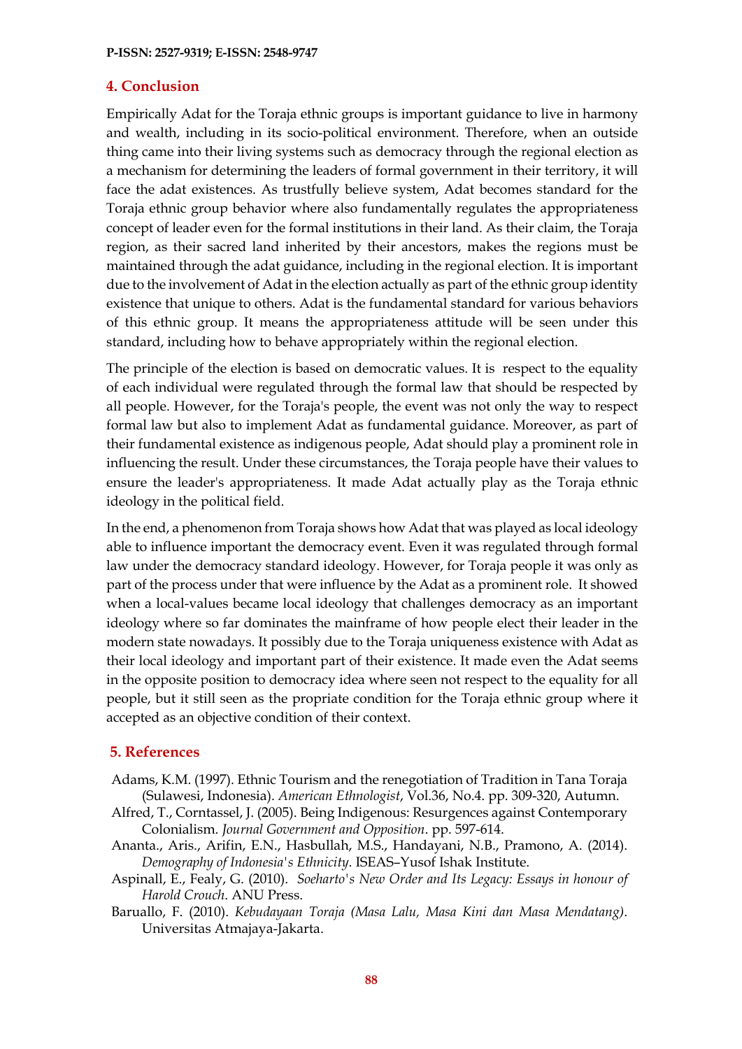## 4. Conclusion

Empirically Adat for the Toraja ethnic groups is important guidance to live in harmony and wealth, including in its socio-political environment. Therefore, when an outside thing came into their living systems such as democracy through the regional election as a mechanism for determining the leaders of formal government in their territory, it will face the adat existences. As trustfully believe system, Adat becomes standard for the Toraja ethnic group behavior where also fundamentally regulates the appropriateness concept of leader even for the formal institutions in their land. As their claim, the Toraja region, as their sacred land inherited by their ancestors, makes the regions must be maintained through the adat guidance, including in the regional election. It is important due to the involvement of Adat in the election actually as part of the ethnic group identity existence that unique to others. Adat is the fundamental standard for various behaviors of this ethnic group. It means the appropriateness attitude will be seen under this standard, including how to behave appropriately within the regional election.

The principle of the election is based on democratic values. It is respect to the equality of each individual were regulated through the formal law that should be respected by all people. However, for the Toraja's people, the event was not only the way to respect formal law but also to implement Adat as fundamental guidance. Moreover, as part of their fundamental existence as indigenous people, Adat should play a prominent role in influencing the result. Under these circumstances, the Toraja people have their values to ensure the leader's appropriateness. It made Adat actually play as the Toraja ethnic ideology in the political field.

In the end, a phenomenon from Toraja shows how Adat that was played as local ideology able to influence important the democracy event. Even it was regulated through formal law under the democracy standard ideology. However, for Toraja people it was only as part of the process under that were influence by the Adat as a prominent role. It showed when a local-values became local ideology that challenges democracy as an important ideology where so far dominates the mainframe of how people elect their leader in the modern state nowadays. It possibly due to the Toraja uniqueness existence with Adat as their local ideology and important part of their existence. It made even the Adat seems in the opposite position to democracy idea where seen not respect to the equality for all people, but it still seen as the propriate condition for the Toraja ethnic group where it accepted as an objective condition of their context.

## 5. References

Adams, K.M. (1997). Ethnic Tourism and the renegotiation of Tradition in Tana Toraja (Sulawesi, Indonesia). *American Ethnologist*, Vol.36, No.4. pp. 309-320, Autumn.

Alfred, T., Corntassel, J. (2005). Being Indigenous: Resurgences against Contemporary Colonialism. *Journal Government and Opposition*. pp. 597-614.

Ananta., Aris., Arifin, E.N., Hasbullah, M.S., Handayani, N.B., Pramono, A. (2014). *Demography of Indonesia's Ethnicity*. ISEAS–Yusof Ishak Institute.

Aspinall, E., Fealy, G. (2010). *Soeharto's New Order and Its Legacy: Essays in honour of Harold Crouch*. ANU Press.

Baruallo, F. (2010). *Kebudayaan Toraja (Masa Lalu, Masa Kini dan Masa Mendatang)*. Universitas Atmajaya-Jakarta.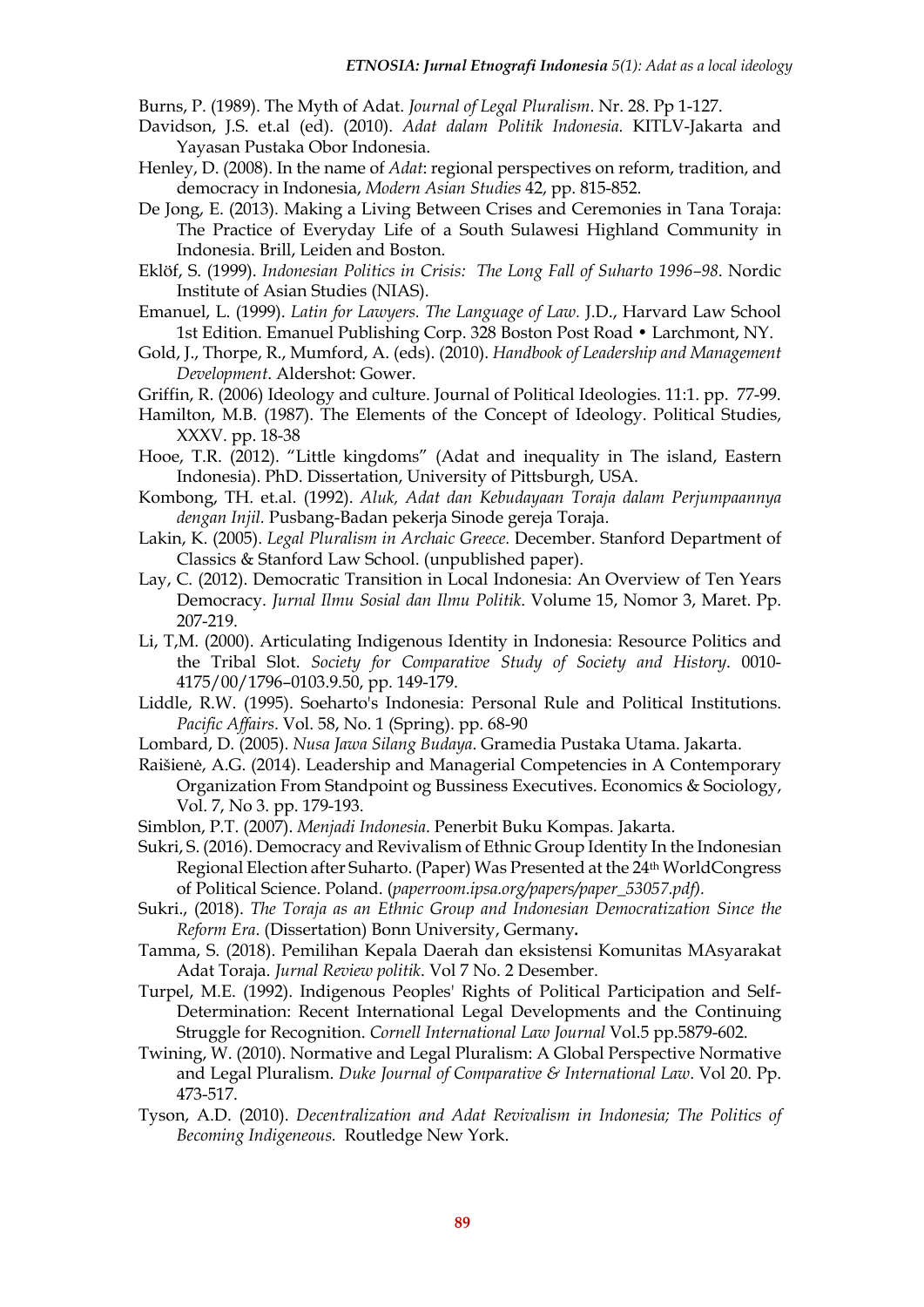Burns, P. (1989). The Myth of Adat. *Journal of Legal Pluralism*. Nr. 28. Pp 1-127.

Davidson, J.S. et.al (ed). (2010). *Adat dalam Politik Indonesia.* KITLV-Jakarta and Yayasan Pustaka Obor Indonesia.

Henley, D. (2008). In the name of *Adat*: regional perspectives on reform, tradition, and democracy in Indonesia, *Modern Asian Studies* 42, pp. 815-852.

De Jong, E. (2013). Making a Living Between Crises and Ceremonies in Tana Toraja: The Practice of Everyday Life of a South Sulawesi Highland Community in Indonesia. Brill, Leiden and Boston.

Eklöf, S. (1999). *Indonesian Politics in Crisis: The Long Fall of Suharto 1996–98*. Nordic Institute of Asian Studies (NIAS).

Emanuel, L. (1999). *Latin for Lawyers. The Language of Law.* J.D., Harvard Law School 1st Edition. Emanuel Publishing Corp. 328 Boston Post Road • Larchmont, NY.

Gold, J., Thorpe, R., Mumford, A. (eds). (2010). *Handbook of Leadership and Management Development*. Aldershot: Gower.

Griffin, R. (2006) Ideology and culture. Journal of Political Ideologies. 11:1. pp. 77-99.

Hamilton, M.B. (1987). The Elements of the Concept of Ideology. Political Studies, XXXV. pp. 18-38

Hooe, T.R. (2012). "Little kingdoms" (Adat and inequality in The island, Eastern Indonesia). PhD. Dissertation, University of Pittsburgh, USA.

Kombong, TH. et.al. (1992). *Aluk, Adat dan Kebudayaan Toraja dalam Perjumpaannya dengan Injil.* Pusbang-Badan pekerja Sinode gereja Toraja.

Lakin, K. (2005). *Legal Pluralism in Archaic Greece.* December. Stanford Department of Classics & Stanford Law School. (unpublished paper).

Lay, C. (2012). Democratic Transition in Local Indonesia: An Overview of Ten Years Democracy. *Jurnal Ilmu Sosial dan Ilmu Politik*. Volume 15, Nomor 3, Maret. Pp. 207-219.

Li, T,M. (2000). Articulating Indigenous Identity in Indonesia: Resource Politics and the Tribal Slot. *Society for Comparative Study of Society and History*. 0010-4175/00/1796–0103.9.50, pp. 149-179.

Liddle, R.W. (1995). Soeharto's Indonesia: Personal Rule and Political Institutions. *Pacific Affairs*. Vol. 58, No. 1 (Spring). pp. 68-90

Lombard, D. (2005). *Nusa Jawa Silang Budaya*. Gramedia Pustaka Utama. Jakarta.

Raišienė, A.G. (2014). Leadership and Managerial Competencies in A Contemporary Organization From Standpoint og Bussiness Executives. Economics & Sociology, Vol. 7, No 3. pp. 179-193.

Simblon, P.T. (2007). *Menjadi Indonesia*. Penerbit Buku Kompas. Jakarta.

Sukri, S. (2016). Democracy and Revivalism of Ethnic Group Identity In the Indonesian Regional Election after Suharto. (Paper) Was Presented at the 24th WorldCongress of Political Science. Poland. (*paperroom.ipsa.org/papers/paper_53057.pdf).*

Sukri., (2018). *The Toraja as an Ethnic Group and Indonesian Democratization Since the Reform Era*. (Dissertation) Bonn University, Germany**.**

Tamma, S. (2018). Pemilihan Kepala Daerah dan eksistensi Komunitas MAsyarakat Adat Toraja. *Jurnal Review politik*. Vol 7 No. 2 Desember.

Turpel, M.E. (1992). Indigenous Peoples' Rights of Political Participation and Self-Determination: Recent International Legal Developments and the Continuing Struggle for Recognition. *Cornell International Law Journal* Vol.5 pp.5879-602.

Twining, W. (2010). Normative and Legal Pluralism: A Global Perspective Normative and Legal Pluralism. *Duke Journal of Comparative & International Law*. Vol 20. Pp. 473-517.

Tyson, A.D. (2010). *Decentralization and Adat Revivalism in Indonesia; The Politics of Becoming Indigeneous.* Routledge New York.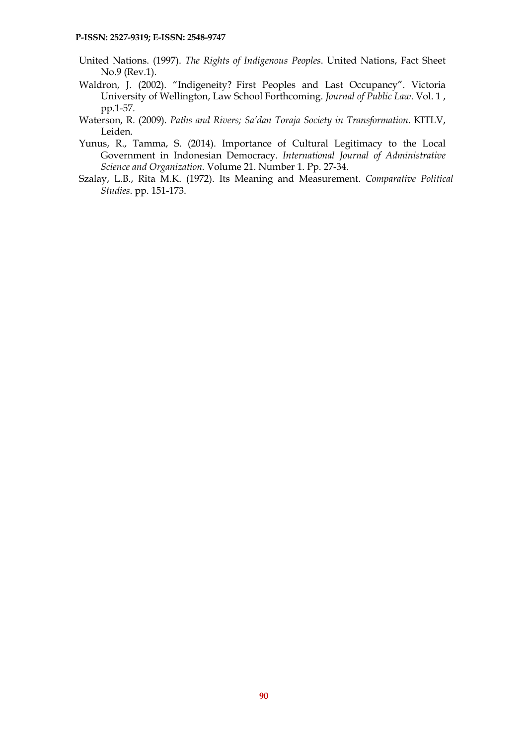United Nations. (1997). *The Rights of Indigenous Peoples*. United Nations, Fact Sheet No.9 (Rev.1).

Waldron, J. (2002). "Indigeneity? First Peoples and Last Occupancy". Victoria University of Wellington, Law School Forthcoming. *Journal of Public Law*. Vol. 1 , pp.1-57.

Waterson, R. (2009). *Paths and Rivers; Sa'dan Toraja Society in Transformation.* KITLV, Leiden.

Yunus, R., Tamma, S. (2014). Importance of Cultural Legitimacy to the Local Government in Indonesian Democracy. *International Journal of Administrative Science and Organization.* Volume 21. Number 1. Pp. 27-34.

Szalay, L.B., Rita M.K. (1972). Its Meaning and Measurement. *Comparative Political Studies*. pp. 151-173.